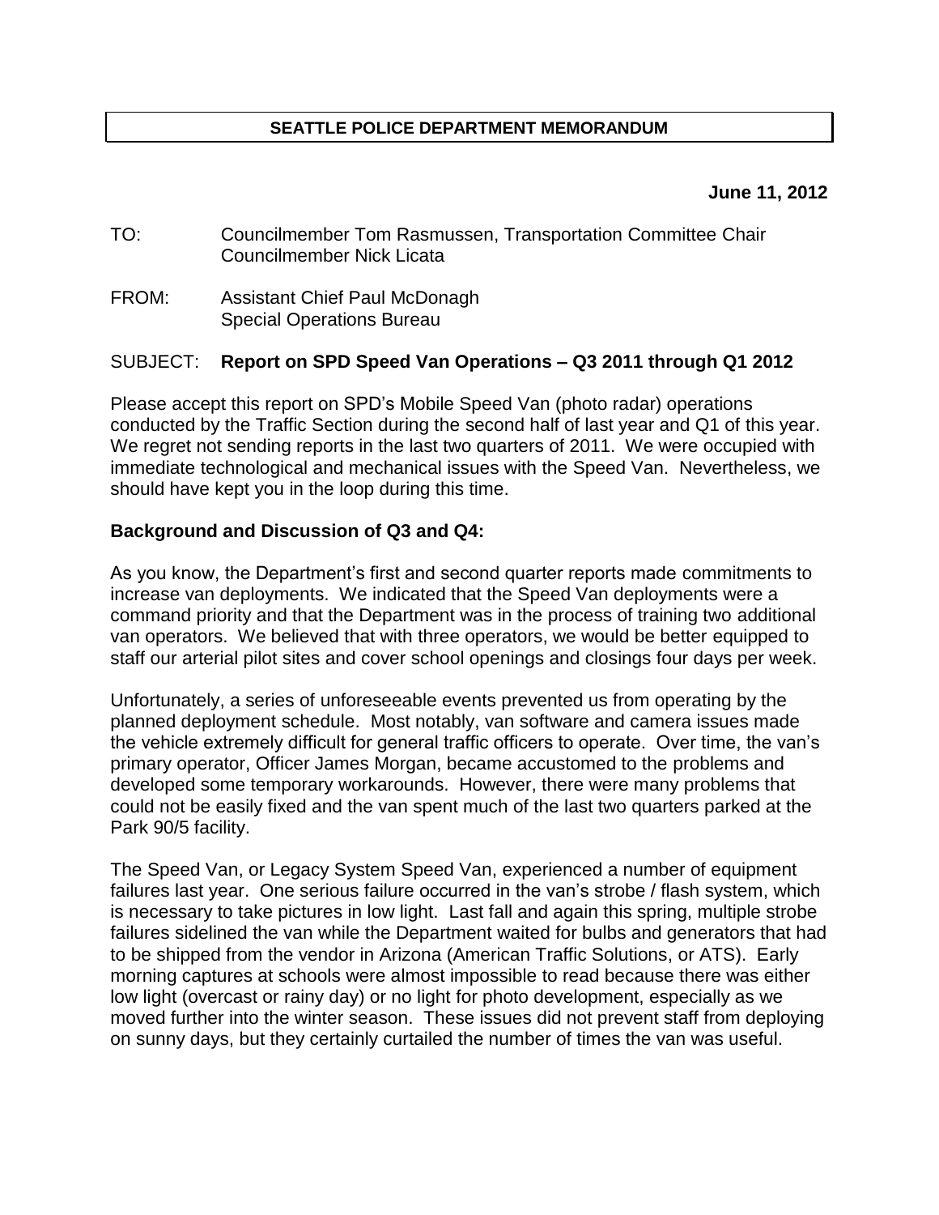**SEATTLE POLICE DEPARTMENT MEMORANDUM**

**June 11, 2012**

TO: Councilmember Tom Rasmussen, Transportation Committee Chair
Councilmember Nick Licata

FROM: Assistant Chief Paul McDonagh
Special Operations Bureau

SUBJECT: **Report on SPD Speed Van Operations – Q3 2011 through Q1 2012**

Please accept this report on SPD's Mobile Speed Van (photo radar) operations conducted by the Traffic Section during the second half of last year and Q1 of this year. We regret not sending reports in the last two quarters of 2011. We were occupied with immediate technological and mechanical issues with the Speed Van. Nevertheless, we should have kept you in the loop during this time.

**Background and Discussion of Q3 and Q4:**

As you know, the Department's first and second quarter reports made commitments to increase van deployments. We indicated that the Speed Van deployments were a command priority and that the Department was in the process of training two additional van operators. We believed that with three operators, we would be better equipped to staff our arterial pilot sites and cover school openings and closings four days per week.

Unfortunately, a series of unforeseeable events prevented us from operating by the planned deployment schedule. Most notably, van software and camera issues made the vehicle extremely difficult for general traffic officers to operate. Over time, the van's primary operator, Officer James Morgan, became accustomed to the problems and developed some temporary workarounds. However, there were many problems that could not be easily fixed and the van spent much of the last two quarters parked at the Park 90/5 facility.

The Speed Van, or Legacy System Speed Van, experienced a number of equipment failures last year. One serious failure occurred in the van's strobe / flash system, which is necessary to take pictures in low light. Last fall and again this spring, multiple strobe failures sidelined the van while the Department waited for bulbs and generators that had to be shipped from the vendor in Arizona (American Traffic Solutions, or ATS). Early morning captures at schools were almost impossible to read because there was either low light (overcast or rainy day) or no light for photo development, especially as we moved further into the winter season. These issues did not prevent staff from deploying on sunny days, but they certainly curtailed the number of times the van was useful.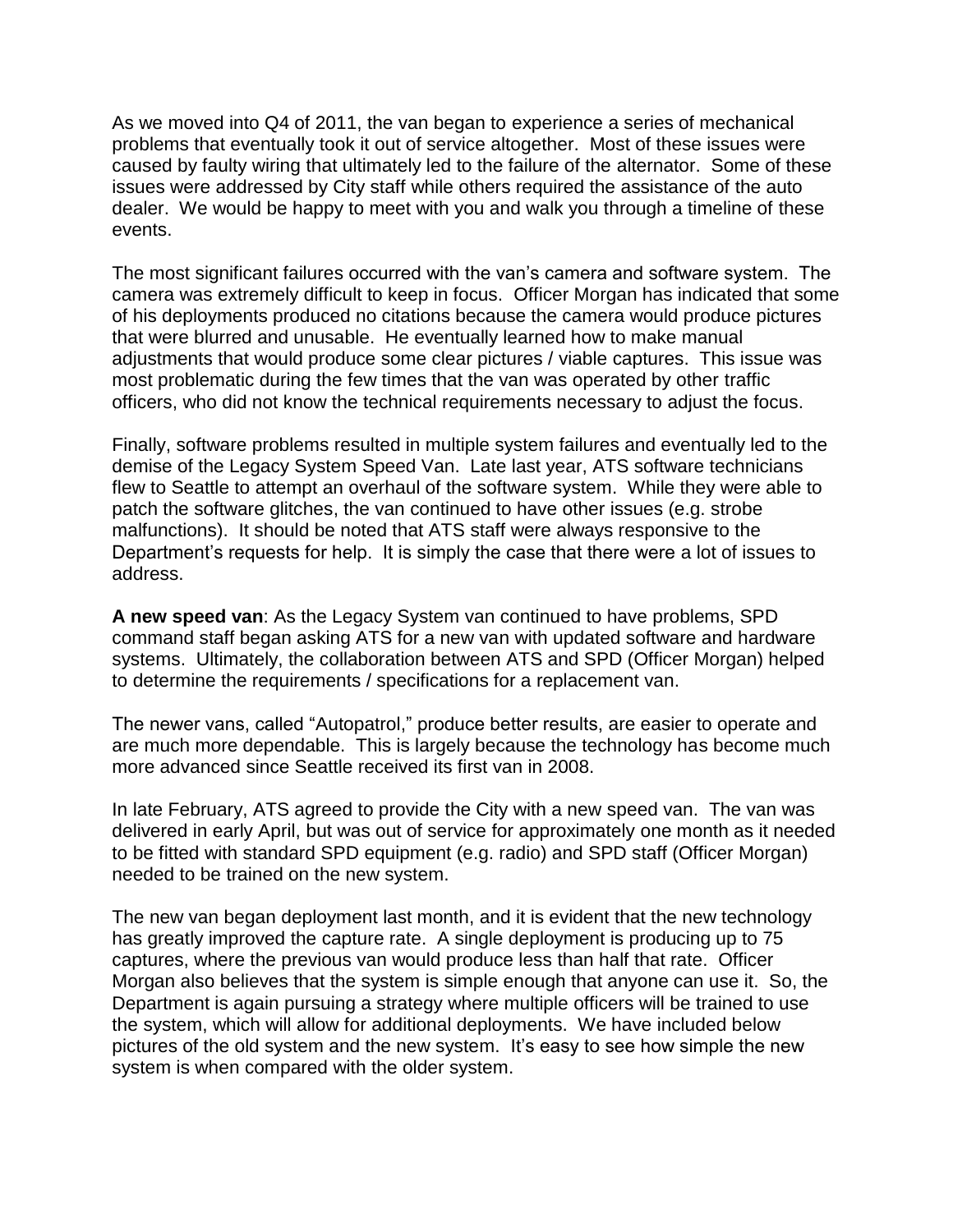As we moved into Q4 of 2011, the van began to experience a series of mechanical problems that eventually took it out of service altogether. Most of these issues were caused by faulty wiring that ultimately led to the failure of the alternator. Some of these issues were addressed by City staff while others required the assistance of the auto dealer. We would be happy to meet with you and walk you through a timeline of these events.

The most significant failures occurred with the van's camera and software system. The camera was extremely difficult to keep in focus. Officer Morgan has indicated that some of his deployments produced no citations because the camera would produce pictures that were blurred and unusable. He eventually learned how to make manual adjustments that would produce some clear pictures / viable captures. This issue was most problematic during the few times that the van was operated by other traffic officers, who did not know the technical requirements necessary to adjust the focus.

Finally, software problems resulted in multiple system failures and eventually led to the demise of the Legacy System Speed Van. Late last year, ATS software technicians flew to Seattle to attempt an overhaul of the software system. While they were able to patch the software glitches, the van continued to have other issues (e.g. strobe malfunctions). It should be noted that ATS staff were always responsive to the Department's requests for help. It is simply the case that there were a lot of issues to address.

**A new speed van**: As the Legacy System van continued to have problems, SPD command staff began asking ATS for a new van with updated software and hardware systems. Ultimately, the collaboration between ATS and SPD (Officer Morgan) helped to determine the requirements / specifications for a replacement van.

The newer vans, called "Autopatrol," produce better results, are easier to operate and are much more dependable. This is largely because the technology has become much more advanced since Seattle received its first van in 2008.

In late February, ATS agreed to provide the City with a new speed van. The van was delivered in early April, but was out of service for approximately one month as it needed to be fitted with standard SPD equipment (e.g. radio) and SPD staff (Officer Morgan) needed to be trained on the new system.

The new van began deployment last month, and it is evident that the new technology has greatly improved the capture rate. A single deployment is producing up to 75 captures, where the previous van would produce less than half that rate. Officer Morgan also believes that the system is simple enough that anyone can use it. So, the Department is again pursuing a strategy where multiple officers will be trained to use the system, which will allow for additional deployments. We have included below pictures of the old system and the new system. It's easy to see how simple the new system is when compared with the older system.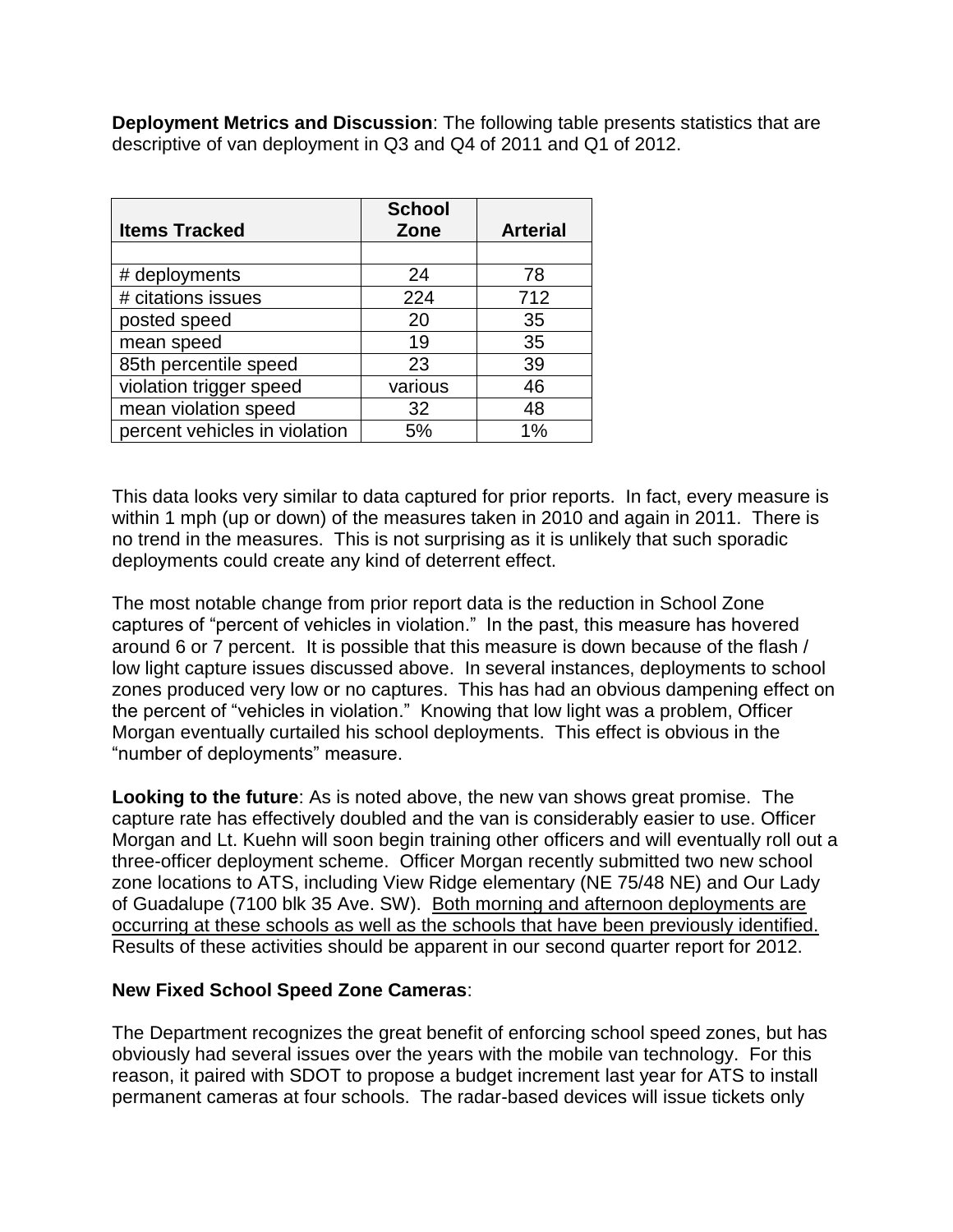**Deployment Metrics and Discussion**: The following table presents statistics that are descriptive of van deployment in Q3 and Q4 of 2011 and Q1 of 2012.

| Items Tracked | School Zone | Arterial |
|---|---|---|
| | | |
| # deployments | 24 | 78 |
| # citations issues | 224 | 712 |
| posted speed | 20 | 35 |
| mean speed | 19 | 35 |
| 85th percentile speed | 23 | 39 |
| violation trigger speed | various | 46 |
| mean violation speed | 32 | 48 |
| percent vehicles in violation | 5% | 1% |

This data looks very similar to data captured for prior reports. In fact, every measure is within 1 mph (up or down) of the measures taken in 2010 and again in 2011. There is no trend in the measures. This is not surprising as it is unlikely that such sporadic deployments could create any kind of deterrent effect.

The most notable change from prior report data is the reduction in School Zone captures of "percent of vehicles in violation." In the past, this measure has hovered around 6 or 7 percent. It is possible that this measure is down because of the flash / low light capture issues discussed above. In several instances, deployments to school zones produced very low or no captures. This has had an obvious dampening effect on the percent of "vehicles in violation." Knowing that low light was a problem, Officer Morgan eventually curtailed his school deployments. This effect is obvious in the "number of deployments" measure.

**Looking to the future**: As is noted above, the new van shows great promise. The capture rate has effectively doubled and the van is considerably easier to use. Officer Morgan and Lt. Kuehn will soon begin training other officers and will eventually roll out a three-officer deployment scheme. Officer Morgan recently submitted two new school zone locations to ATS, including View Ridge elementary (NE 75/48 NE) and Our Lady of Guadalupe (7100 blk 35 Ave. SW). Both morning and afternoon deployments are occurring at these schools as well as the schools that have been previously identified. Results of these activities should be apparent in our second quarter report for 2012.

**New Fixed School Speed Zone Cameras**:

The Department recognizes the great benefit of enforcing school speed zones, but has obviously had several issues over the years with the mobile van technology. For this reason, it paired with SDOT to propose a budget increment last year for ATS to install permanent cameras at four schools. The radar-based devices will issue tickets only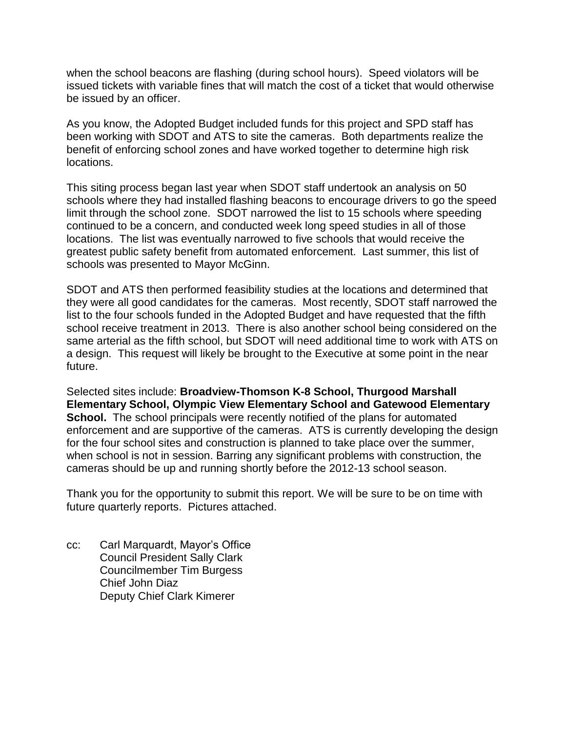when the school beacons are flashing (during school hours). Speed violators will be issued tickets with variable fines that will match the cost of a ticket that would otherwise be issued by an officer.

As you know, the Adopted Budget included funds for this project and SPD staff has been working with SDOT and ATS to site the cameras. Both departments realize the benefit of enforcing school zones and have worked together to determine high risk locations.

This siting process began last year when SDOT staff undertook an analysis on 50 schools where they had installed flashing beacons to encourage drivers to go the speed limit through the school zone. SDOT narrowed the list to 15 schools where speeding continued to be a concern, and conducted week long speed studies in all of those locations. The list was eventually narrowed to five schools that would receive the greatest public safety benefit from automated enforcement. Last summer, this list of schools was presented to Mayor McGinn.

SDOT and ATS then performed feasibility studies at the locations and determined that they were all good candidates for the cameras. Most recently, SDOT staff narrowed the list to the four schools funded in the Adopted Budget and have requested that the fifth school receive treatment in 2013. There is also another school being considered on the same arterial as the fifth school, but SDOT will need additional time to work with ATS on a design. This request will likely be brought to the Executive at some point in the near future.

Selected sites include: **Broadview-Thomson K-8 School, Thurgood Marshall Elementary School, Olympic View Elementary School and Gatewood Elementary School.** The school principals were recently notified of the plans for automated enforcement and are supportive of the cameras. ATS is currently developing the design for the four school sites and construction is planned to take place over the summer, when school is not in session. Barring any significant problems with construction, the cameras should be up and running shortly before the 2012-13 school season.

Thank you for the opportunity to submit this report. We will be sure to be on time with future quarterly reports. Pictures attached.

cc: Carl Marquardt, Mayor's Office
Council President Sally Clark
Councilmember Tim Burgess
Chief John Diaz
Deputy Chief Clark Kimerer